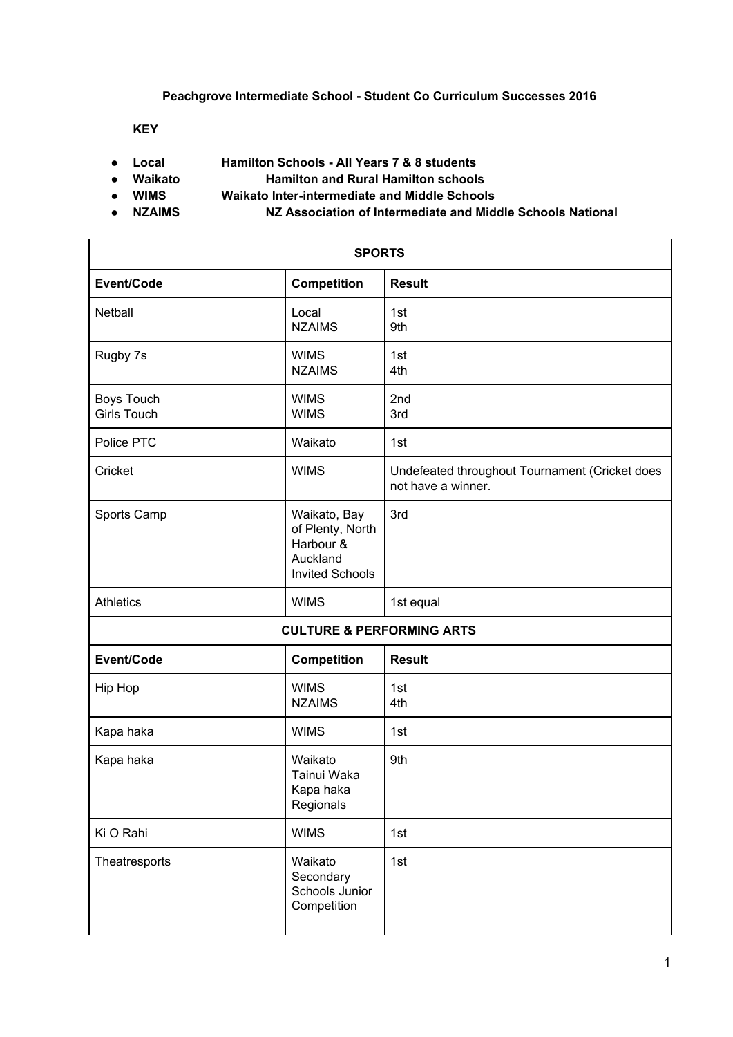**Peachgrove Intermediate School - Student Co Curriculum Successes 2016**

**KEY**

- **Local** **Hamilton Schools - All Years 7 & 8 students**
- **Waikato** **Hamilton and Rural Hamilton schools**
- **WIMS** **Waikato Inter-intermediate and Middle Schools**
- **NZAIMS** **NZ Association of Intermediate and Middle Schools National**

| **SPORTS** | | |
|---|---|---|
| **Event/Code** | **Competition** | **Result** |
| Netball | Local<br>NZAIMS | 1st<br>9th |
| Rugby 7s | WIMS<br>NZAIMS | 1st<br>4th |
| Boys Touch<br>Girls Touch | WIMS<br>WIMS | 2nd<br>3rd |
| Police PTC | Waikato | 1st |
| Cricket | WIMS | Undefeated throughout Tournament (Cricket does not have a winner. |
| Sports Camp | Waikato, Bay of Plenty, North Harbour & Auckland Invited Schools | 3rd |
| Athletics | WIMS | 1st equal |
| **CULTURE & PERFORMING ARTS** | | |
| **Event/Code** | **Competition** | **Result** |
| Hip Hop | WIMS<br>NZAIMS | 1st<br>4th |
| Kapa haka | WIMS | 1st |
| Kapa haka | Waikato Tainui Waka Kapa haka Regionals | 9th |
| Ki O Rahi | WIMS | 1st |
| Theatresports | Waikato Secondary Schools Junior Competition | 1st |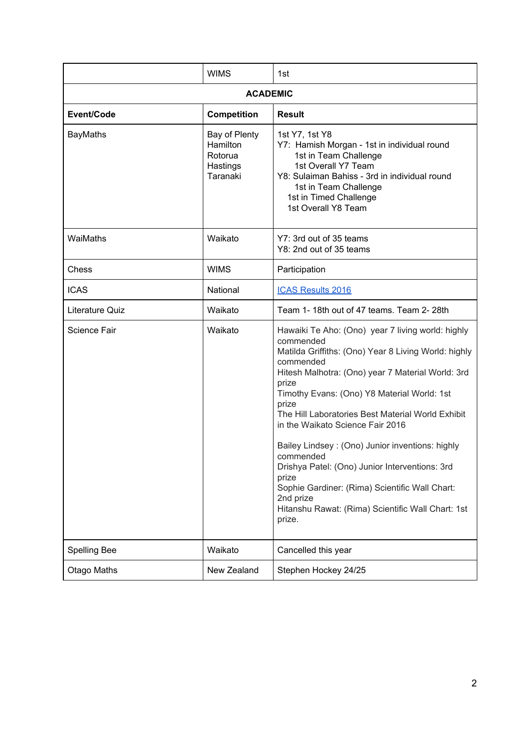| | | |
|---|---|---|
| | WIMS | 1st |
| **ACADEMIC** | | |
| **Event/Code** | **Competition** | **Result** |
| BayMaths | Bay of Plenty<br>Hamilton<br>Rotorua<br>Hastings<br>Taranaki | 1st Y7, 1st Y8<br>Y7: Hamish Morgan - 1st in individual round<br>1st in Team Challenge<br>1st Overall Y7 Team<br>Y8: Sulaiman Bahiss - 3rd in individual round<br>1st in Team Challenge<br>1st in Timed Challenge<br>1st Overall Y8 Team |
| WaiMaths | Waikato | Y7: 3rd out of 35 teams<br>Y8: 2nd out of 35 teams |
| Chess | WIMS | Participation |
| ICAS | National | [ICAS Results 2016]() |
| Literature Quiz | Waikato | Team 1- 18th out of 47 teams. Team 2- 28th |
| Science Fair | Waikato | Hawaiki Te Aho: (Ono) year 7 living world: highly commended<br>Matilda Griffiths: (Ono) Year 8 Living World: highly commended<br>Hitesh Malhotra: (Ono) year 7 Material World: 3rd prize<br>Timothy Evans: (Ono) Y8 Material World: 1st prize<br>The Hill Laboratories Best Material World Exhibit in the Waikato Science Fair 2016<br><br>Bailey Lindsey : (Ono) Junior inventions: highly commended<br>Drishya Patel: (Ono) Junior Interventions: 3rd prize<br>Sophie Gardiner: (Rima) Scientific Wall Chart: 2nd prize<br>Hitanshu Rawat: (Rima) Scientific Wall Chart: 1st prize. |
| Spelling Bee | Waikato | Cancelled this year |
| Otago Maths | New Zealand | Stephen Hockey 24/25 |